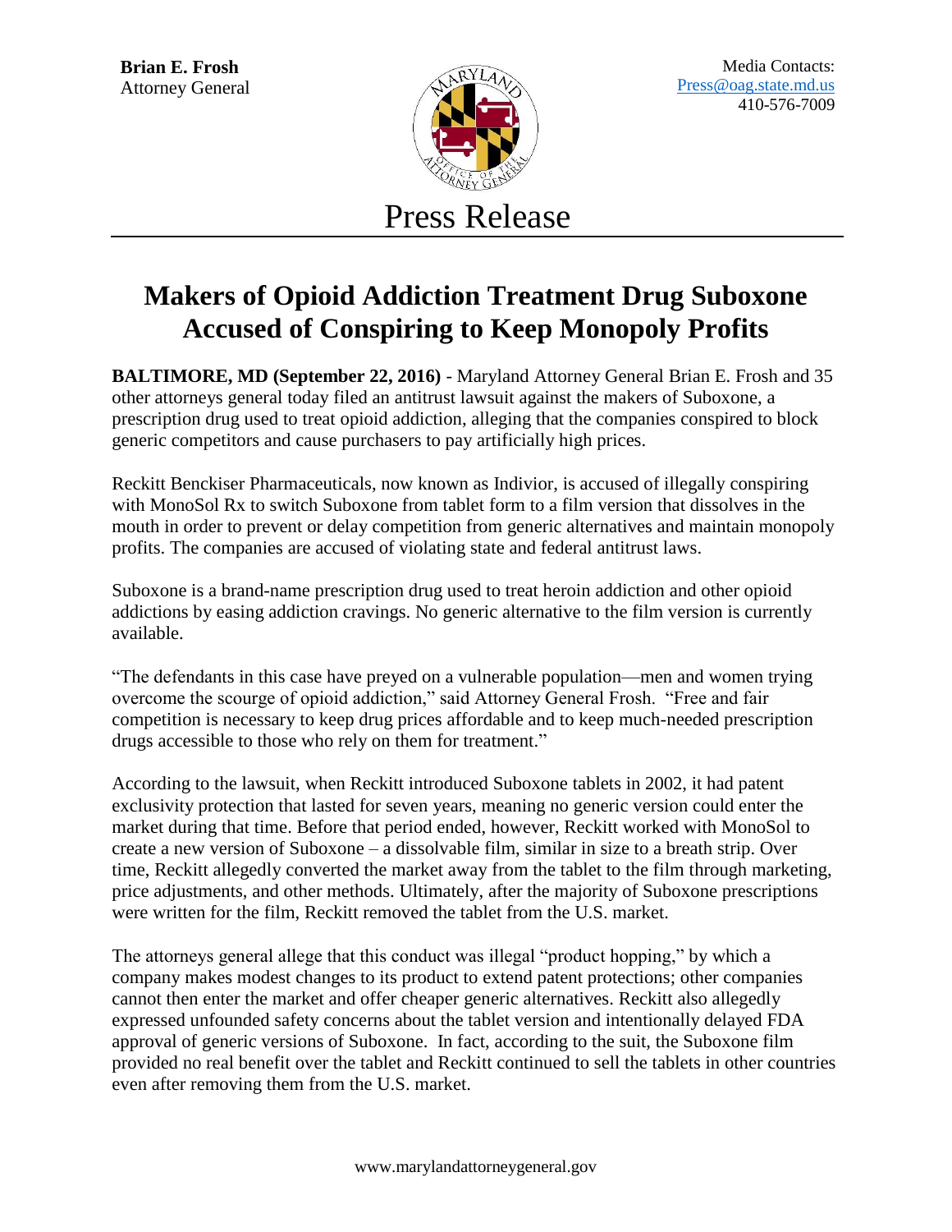**Brian E. Frosh**
Attorney General

Media Contacts:
Press@oag.state.md.us
410-576-7009

Press Release

# Makers of Opioid Addiction Treatment Drug Suboxone Accused of Conspiring to Keep Monopoly Profits

**BALTIMORE, MD (September 22, 2016)** - Maryland Attorney General Brian E. Frosh and 35 other attorneys general today filed an antitrust lawsuit against the makers of Suboxone, a prescription drug used to treat opioid addiction, alleging that the companies conspired to block generic competitors and cause purchasers to pay artificially high prices.

Reckitt Benckiser Pharmaceuticals, now known as Indivior, is accused of illegally conspiring with MonoSol Rx to switch Suboxone from tablet form to a film version that dissolves in the mouth in order to prevent or delay competition from generic alternatives and maintain monopoly profits. The companies are accused of violating state and federal antitrust laws.

Suboxone is a brand-name prescription drug used to treat heroin addiction and other opioid addictions by easing addiction cravings. No generic alternative to the film version is currently available.

"The defendants in this case have preyed on a vulnerable population—men and women trying overcome the scourge of opioid addiction," said Attorney General Frosh. "Free and fair competition is necessary to keep drug prices affordable and to keep much-needed prescription drugs accessible to those who rely on them for treatment."

According to the lawsuit, when Reckitt introduced Suboxone tablets in 2002, it had patent exclusivity protection that lasted for seven years, meaning no generic version could enter the market during that time. Before that period ended, however, Reckitt worked with MonoSol to create a new version of Suboxone – a dissolvable film, similar in size to a breath strip. Over time, Reckitt allegedly converted the market away from the tablet to the film through marketing, price adjustments, and other methods. Ultimately, after the majority of Suboxone prescriptions were written for the film, Reckitt removed the tablet from the U.S. market.

The attorneys general allege that this conduct was illegal "product hopping," by which a company makes modest changes to its product to extend patent protections; other companies cannot then enter the market and offer cheaper generic alternatives. Reckitt also allegedly expressed unfounded safety concerns about the tablet version and intentionally delayed FDA approval of generic versions of Suboxone. In fact, according to the suit, the Suboxone film provided no real benefit over the tablet and Reckitt continued to sell the tablets in other countries even after removing them from the U.S. market.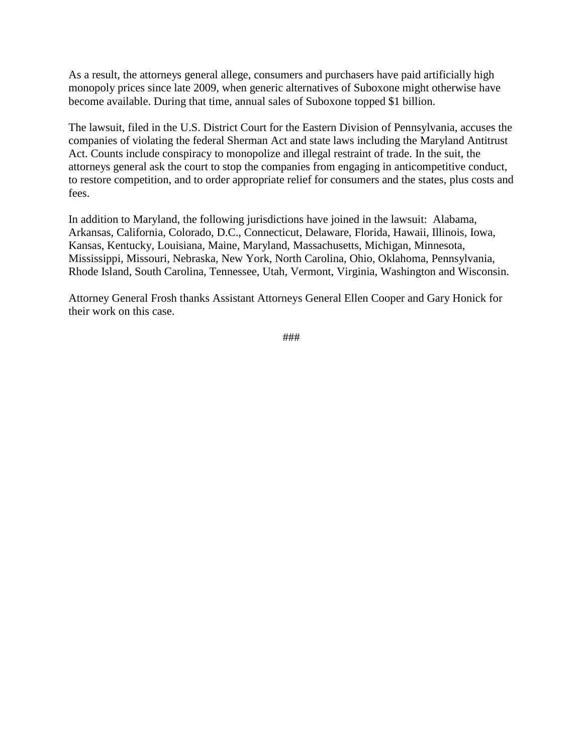As a result, the attorneys general allege, consumers and purchasers have paid artificially high monopoly prices since late 2009, when generic alternatives of Suboxone might otherwise have become available. During that time, annual sales of Suboxone topped $1 billion.

The lawsuit, filed in the U.S. District Court for the Eastern Division of Pennsylvania, accuses the companies of violating the federal Sherman Act and state laws including the Maryland Antitrust Act. Counts include conspiracy to monopolize and illegal restraint of trade. In the suit, the attorneys general ask the court to stop the companies from engaging in anticompetitive conduct, to restore competition, and to order appropriate relief for consumers and the states, plus costs and fees.

In addition to Maryland, the following jurisdictions have joined in the lawsuit: Alabama, Arkansas, California, Colorado, D.C., Connecticut, Delaware, Florida, Hawaii, Illinois, Iowa, Kansas, Kentucky, Louisiana, Maine, Maryland, Massachusetts, Michigan, Minnesota, Mississippi, Missouri, Nebraska, New York, North Carolina, Ohio, Oklahoma, Pennsylvania, Rhode Island, South Carolina, Tennessee, Utah, Vermont, Virginia, Washington and Wisconsin.

Attorney General Frosh thanks Assistant Attorneys General Ellen Cooper and Gary Honick for their work on this case.

###